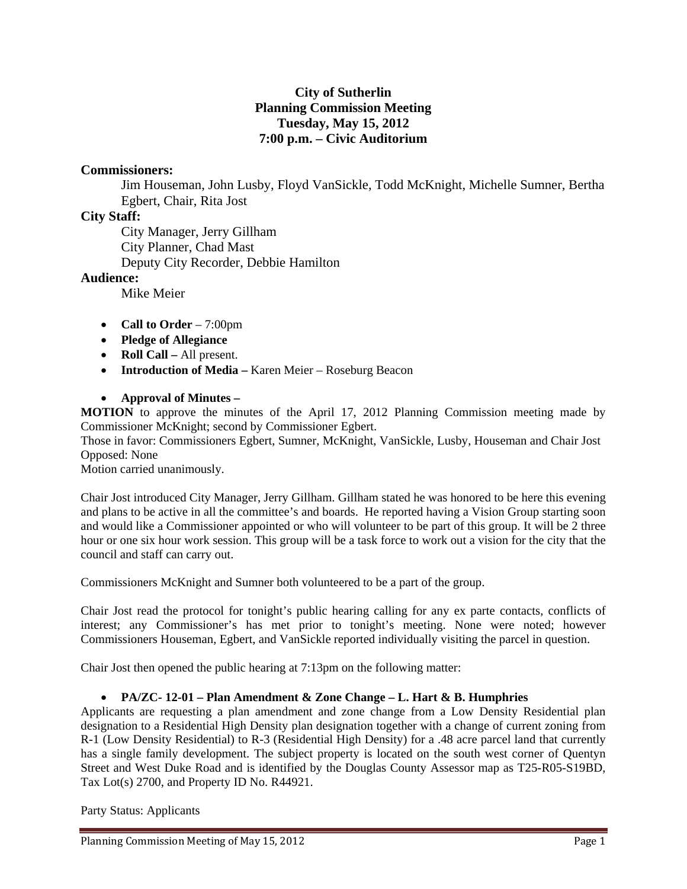**City of Sutherlin**
**Planning Commission Meeting**
**Tuesday, May 15, 2012**
**7:00 p.m. – Civic Auditorium**

**Commissioners:**

Jim Houseman, John Lusby, Floyd VanSickle, Todd McKnight, Michelle Sumner, Bertha Egbert, Chair, Rita Jost

**City Staff:**

City Manager, Jerry Gillham
City Planner, Chad Mast
Deputy City Recorder, Debbie Hamilton

**Audience:**

Mike Meier

- **Call to Order** – 7:00pm
- **Pledge of Allegiance**
- **Roll Call –** All present.
- **Introduction of Media –** Karen Meier – Roseburg Beacon
- **Approval of Minutes –**

**MOTION** to approve the minutes of the April 17, 2012 Planning Commission meeting made by Commissioner McKnight; second by Commissioner Egbert.
Those in favor: Commissioners Egbert, Sumner, McKnight, VanSickle, Lusby, Houseman and Chair Jost
Opposed: None
Motion carried unanimously.

Chair Jost introduced City Manager, Jerry Gillham. Gillham stated he was honored to be here this evening and plans to be active in all the committee's and boards. He reported having a Vision Group starting soon and would like a Commissioner appointed or who will volunteer to be part of this group. It will be 2 three hour or one six hour work session. This group will be a task force to work out a vision for the city that the council and staff can carry out.

Commissioners McKnight and Sumner both volunteered to be a part of the group.

Chair Jost read the protocol for tonight's public hearing calling for any ex parte contacts, conflicts of interest; any Commissioner's has met prior to tonight's meeting. None were noted; however Commissioners Houseman, Egbert, and VanSickle reported individually visiting the parcel in question.

Chair Jost then opened the public hearing at 7:13pm on the following matter:

- **PA/ZC- 12-01 – Plan Amendment & Zone Change – L. Hart & B. Humphries**

Applicants are requesting a plan amendment and zone change from a Low Density Residential plan designation to a Residential High Density plan designation together with a change of current zoning from R-1 (Low Density Residential) to R-3 (Residential High Density) for a .48 acre parcel land that currently has a single family development. The subject property is located on the south west corner of Quentyn Street and West Duke Road and is identified by the Douglas County Assessor map as T25-R05-S19BD, Tax Lot(s) 2700, and Property ID No. R44921.

Party Status: Applicants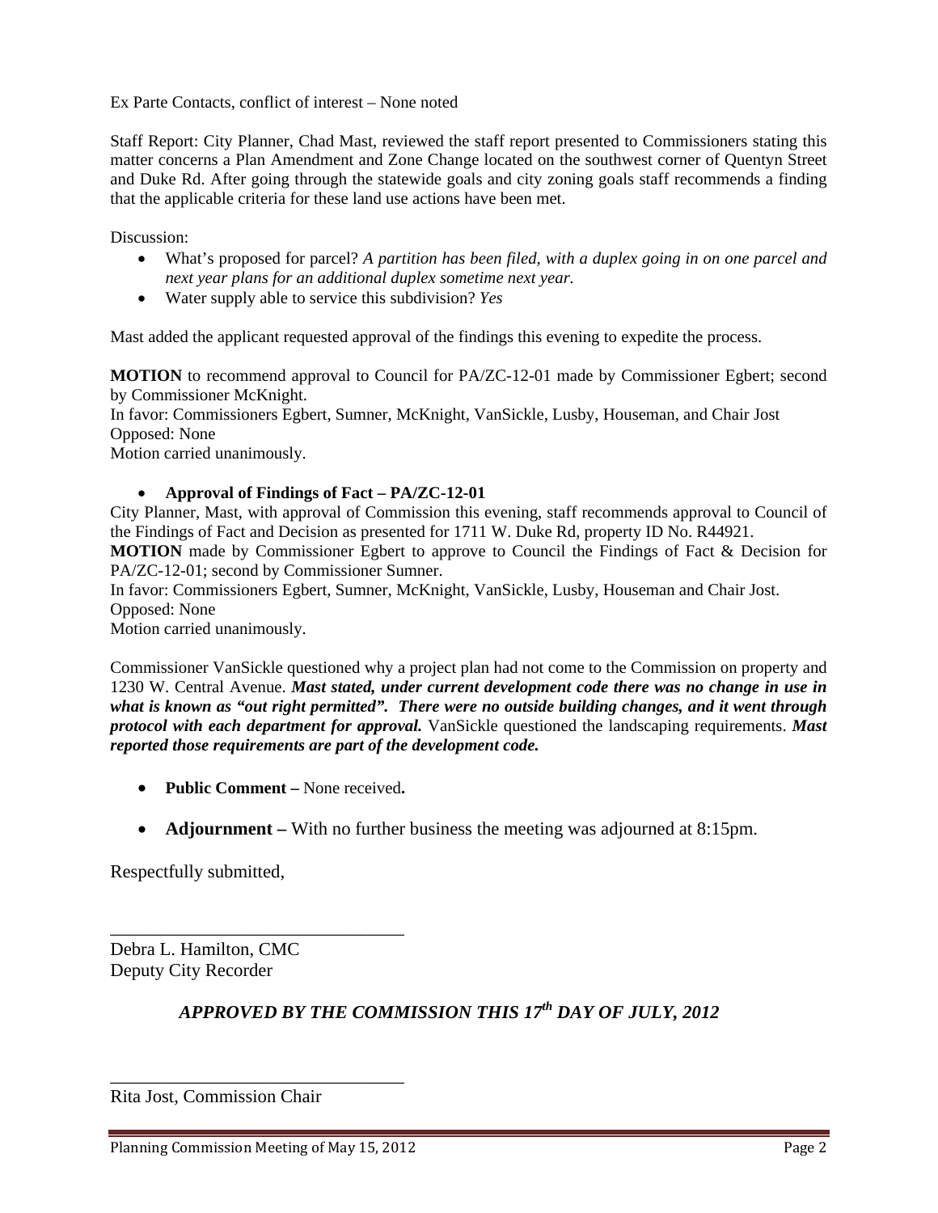Ex Parte Contacts, conflict of interest – None noted

Staff Report: City Planner, Chad Mast, reviewed the staff report presented to Commissioners stating this matter concerns a Plan Amendment and Zone Change located on the southwest corner of Quentyn Street and Duke Rd. After going through the statewide goals and city zoning goals staff recommends a finding that the applicable criteria for these land use actions have been met.

Discussion:

- What's proposed for parcel? *A partition has been filed, with a duplex going in on one parcel and next year plans for an additional duplex sometime next year.*
- Water supply able to service this subdivision? *Yes*

Mast added the applicant requested approval of the findings this evening to expedite the process.

**MOTION** to recommend approval to Council for PA/ZC-12-01 made by Commissioner Egbert; second by Commissioner McKnight.
In favor: Commissioners Egbert, Sumner, McKnight, VanSickle, Lusby, Houseman, and Chair Jost
Opposed: None
Motion carried unanimously.

- **Approval of Findings of Fact – PA/ZC-12-01**

City Planner, Mast, with approval of Commission this evening, staff recommends approval to Council of the Findings of Fact and Decision as presented for 1711 W. Duke Rd, property ID No. R44921.
**MOTION** made by Commissioner Egbert to approve to Council the Findings of Fact & Decision for PA/ZC-12-01; second by Commissioner Sumner.
In favor: Commissioners Egbert, Sumner, McKnight, VanSickle, Lusby, Houseman and Chair Jost.
Opposed: None
Motion carried unanimously.

Commissioner VanSickle questioned why a project plan had not come to the Commission on property and 1230 W. Central Avenue. ***Mast stated, under current development code there was no change in use in what is known as "out right permitted". There were no outside building changes, and it went through protocol with each department for approval.*** VanSickle questioned the landscaping requirements. ***Mast reported those requirements are part of the development code.***

- **Public Comment –** None received**.**
- **Adjournment –** With no further business the meeting was adjourned at 8:15pm.

Respectfully submitted,

\_\_\_\_\_\_\_\_\_\_\_\_\_\_\_\_\_\_\_\_\_\_\_\_\_\_\_\_\_\_\_\_

Debra L. Hamilton, CMC
Deputy City Recorder

***APPROVED BY THE COMMISSION THIS 17th DAY OF JULY, 2012***

\_\_\_\_\_\_\_\_\_\_\_\_\_\_\_\_\_\_\_\_\_\_\_\_\_\_\_\_\_\_\_\_

Rita Jost, Commission Chair